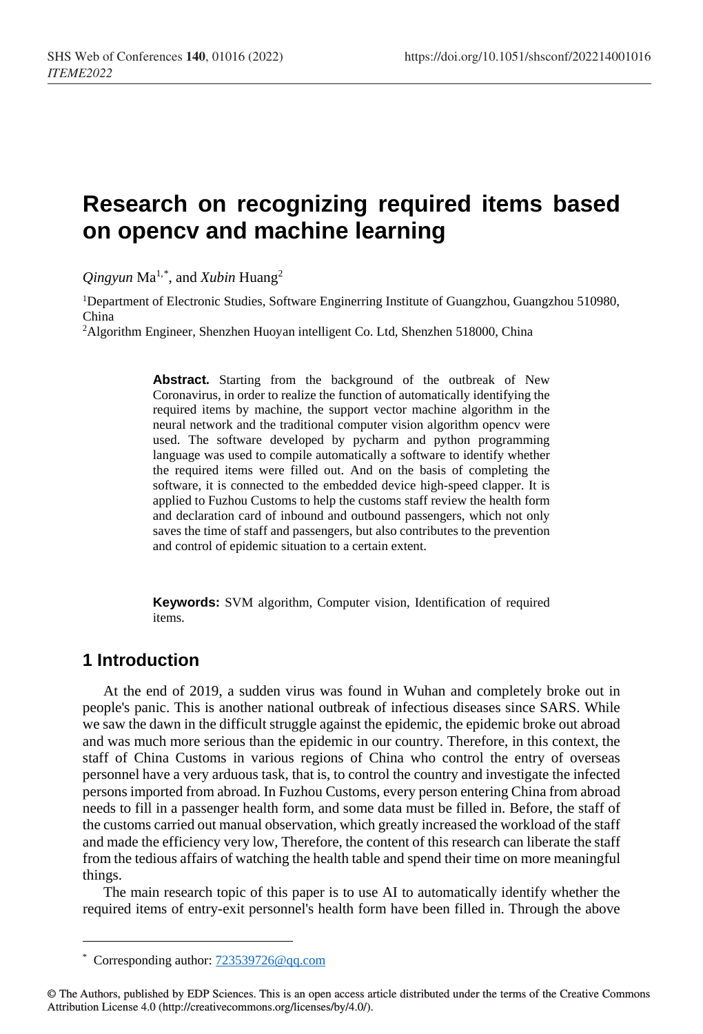# Research on recognizing required items based on opencv and machine learning

*Qingyun* Ma[1,*], and *Xubin* Huang[2]

[1]Department of Electronic Studies, Software Enginerring Institute of Guangzhou, Guangzhou 510980, China

[2]Algorithm Engineer, Shenzhen Huoyan intelligent Co. Ltd, Shenzhen 518000, China

**Abstract.** Starting from the background of the outbreak of New Coronavirus, in order to realize the function of automatically identifying the required items by machine, the support vector machine algorithm in the neural network and the traditional computer vision algorithm opencv were used. The software developed by pycharm and python programming language was used to compile automatically a software to identify whether the required items were filled out. And on the basis of completing the software, it is connected to the embedded device high-speed clapper. It is applied to Fuzhou Customs to help the customs staff review the health form and declaration card of inbound and outbound passengers, which not only saves the time of staff and passengers, but also contributes to the prevention and control of epidemic situation to a certain extent.

**Keywords:** SVM algorithm, Computer vision, Identification of required items.

## 1 Introduction

At the end of 2019, a sudden virus was found in Wuhan and completely broke out in people's panic. This is another national outbreak of infectious diseases since SARS. While we saw the dawn in the difficult struggle against the epidemic, the epidemic broke out abroad and was much more serious than the epidemic in our country. Therefore, in this context, the staff of China Customs in various regions of China who control the entry of overseas personnel have a very arduous task, that is, to control the country and investigate the infected persons imported from abroad. In Fuzhou Customs, every person entering China from abroad needs to fill in a passenger health form, and some data must be filled in. Before, the staff of the customs carried out manual observation, which greatly increased the workload of the staff and made the efficiency very low, Therefore, the content of this research can liberate the staff from the tedious affairs of watching the health table and spend their time on more meaningful things.

The main research topic of this paper is to use AI to automatically identify whether the required items of entry-exit personnel's health form have been filled in. Through the above

---

[*] Corresponding author: 723539726@qq.com

© The Authors, published by EDP Sciences. This is an open access article distributed under the terms of the Creative Commons Attribution License 4.0 (http://creativecommons.org/licenses/by/4.0/).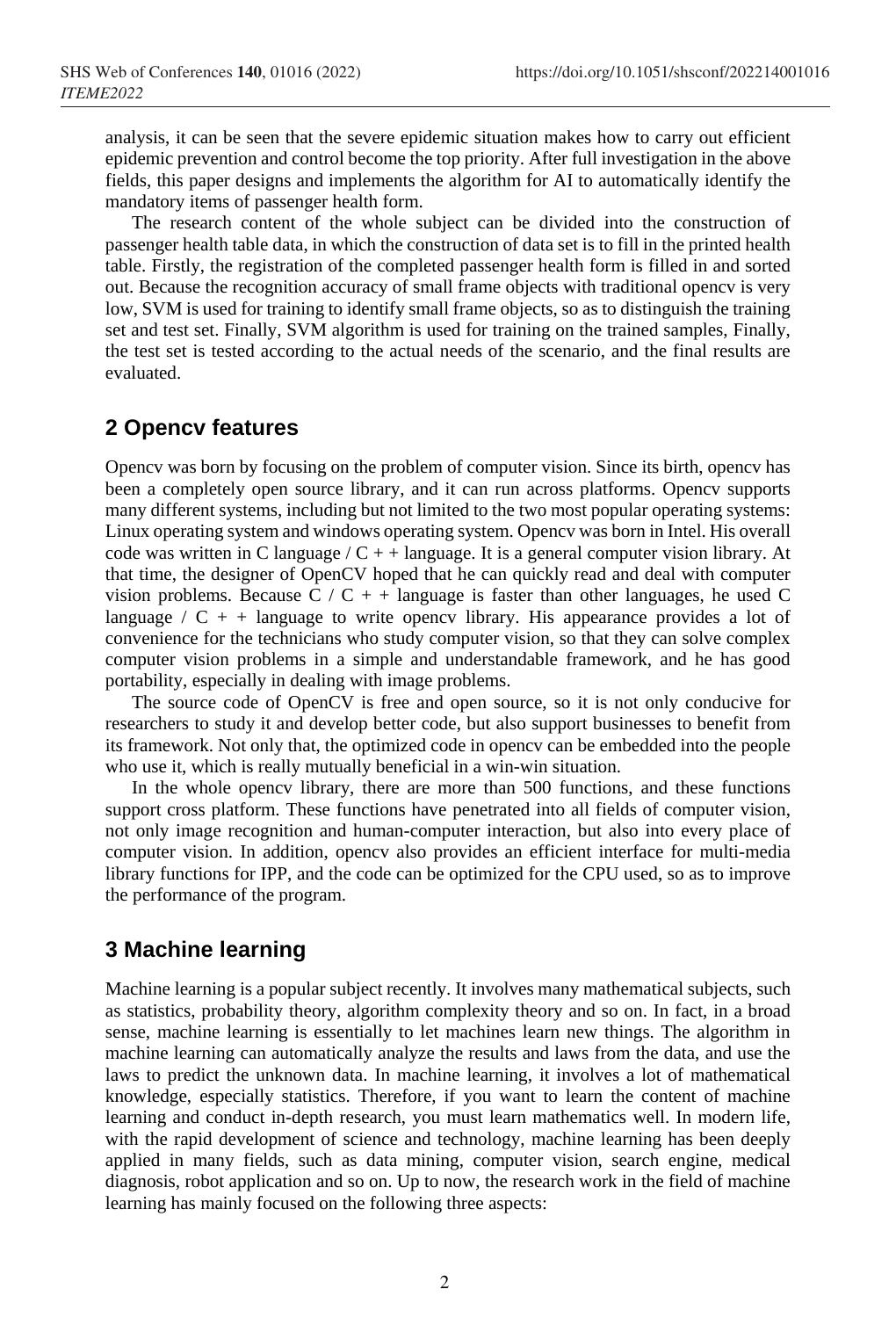analysis, it can be seen that the severe epidemic situation makes how to carry out efficient epidemic prevention and control become the top priority. After full investigation in the above fields, this paper designs and implements the algorithm for AI to automatically identify the mandatory items of passenger health form.

The research content of the whole subject can be divided into the construction of passenger health table data, in which the construction of data set is to fill in the printed health table. Firstly, the registration of the completed passenger health form is filled in and sorted out. Because the recognition accuracy of small frame objects with traditional opencv is very low, SVM is used for training to identify small frame objects, so as to distinguish the training set and test set. Finally, SVM algorithm is used for training on the trained samples, Finally, the test set is tested according to the actual needs of the scenario, and the final results are evaluated.

## 2 Opencv features

Opencv was born by focusing on the problem of computer vision. Since its birth, opencv has been a completely open source library, and it can run across platforms. Opencv supports many different systems, including but not limited to the two most popular operating systems: Linux operating system and windows operating system. Opencv was born in Intel. His overall code was written in C language / C + + language. It is a general computer vision library. At that time, the designer of OpenCV hoped that he can quickly read and deal with computer vision problems. Because C / C + + language is faster than other languages, he used C language / C + + language to write opencv library. His appearance provides a lot of convenience for the technicians who study computer vision, so that they can solve complex computer vision problems in a simple and understandable framework, and he has good portability, especially in dealing with image problems.

The source code of OpenCV is free and open source, so it is not only conducive for researchers to study it and develop better code, but also support businesses to benefit from its framework. Not only that, the optimized code in opencv can be embedded into the people who use it, which is really mutually beneficial in a win-win situation.

In the whole opencv library, there are more than 500 functions, and these functions support cross platform. These functions have penetrated into all fields of computer vision, not only image recognition and human-computer interaction, but also into every place of computer vision. In addition, opencv also provides an efficient interface for multi-media library functions for IPP, and the code can be optimized for the CPU used, so as to improve the performance of the program.

## 3 Machine learning

Machine learning is a popular subject recently. It involves many mathematical subjects, such as statistics, probability theory, algorithm complexity theory and so on. In fact, in a broad sense, machine learning is essentially to let machines learn new things. The algorithm in machine learning can automatically analyze the results and laws from the data, and use the laws to predict the unknown data. In machine learning, it involves a lot of mathematical knowledge, especially statistics. Therefore, if you want to learn the content of machine learning and conduct in-depth research, you must learn mathematics well. In modern life, with the rapid development of science and technology, machine learning has been deeply applied in many fields, such as data mining, computer vision, search engine, medical diagnosis, robot application and so on. Up to now, the research work in the field of machine learning has mainly focused on the following three aspects: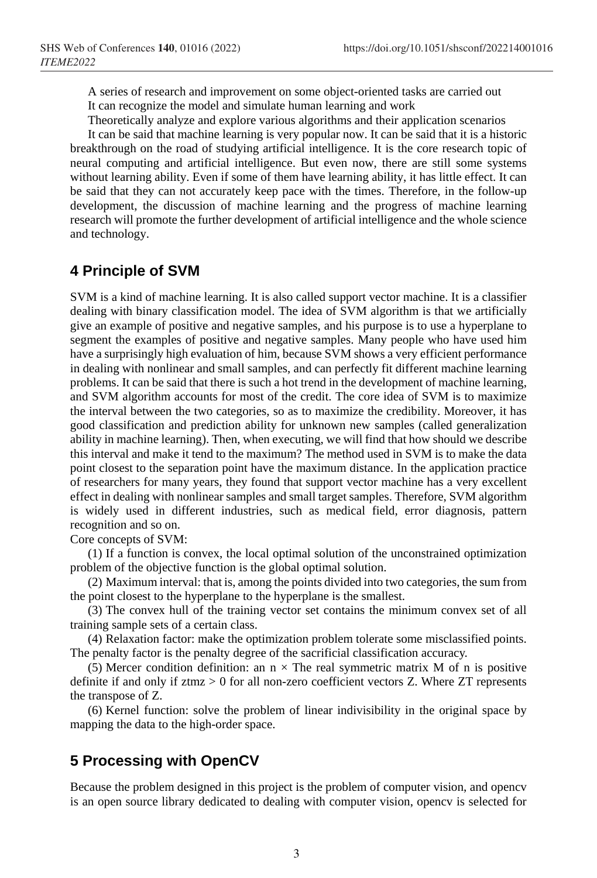A series of research and improvement on some object-oriented tasks are carried out

It can recognize the model and simulate human learning and work

Theoretically analyze and explore various algorithms and their application scenarios

It can be said that machine learning is very popular now. It can be said that it is a historic breakthrough on the road of studying artificial intelligence. It is the core research topic of neural computing and artificial intelligence. But even now, there are still some systems without learning ability. Even if some of them have learning ability, it has little effect. It can be said that they can not accurately keep pace with the times. Therefore, in the follow-up development, the discussion of machine learning and the progress of machine learning research will promote the further development of artificial intelligence and the whole science and technology.

## 4 Principle of SVM

SVM is a kind of machine learning. It is also called support vector machine. It is a classifier dealing with binary classification model. The idea of SVM algorithm is that we artificially give an example of positive and negative samples, and his purpose is to use a hyperplane to segment the examples of positive and negative samples. Many people who have used him have a surprisingly high evaluation of him, because SVM shows a very efficient performance in dealing with nonlinear and small samples, and can perfectly fit different machine learning problems. It can be said that there is such a hot trend in the development of machine learning, and SVM algorithm accounts for most of the credit. The core idea of SVM is to maximize the interval between the two categories, so as to maximize the credibility. Moreover, it has good classification and prediction ability for unknown new samples (called generalization ability in machine learning). Then, when executing, we will find that how should we describe this interval and make it tend to the maximum? The method used in SVM is to make the data point closest to the separation point have the maximum distance. In the application practice of researchers for many years, they found that support vector machine has a very excellent effect in dealing with nonlinear samples and small target samples. Therefore, SVM algorithm is widely used in different industries, such as medical field, error diagnosis, pattern recognition and so on.

Core concepts of SVM:

(1) If a function is convex, the local optimal solution of the unconstrained optimization problem of the objective function is the global optimal solution.

(2) Maximum interval: that is, among the points divided into two categories, the sum from the point closest to the hyperplane to the hyperplane is the smallest.

(3) The convex hull of the training vector set contains the minimum convex set of all training sample sets of a certain class.

(4) Relaxation factor: make the optimization problem tolerate some misclassified points. The penalty factor is the penalty degree of the sacrificial classification accuracy.

(5) Mercer condition definition: an n × The real symmetric matrix M of n is positive definite if and only if ztmz > 0 for all non-zero coefficient vectors Z. Where ZT represents the transpose of Z.

(6) Kernel function: solve the problem of linear indivisibility in the original space by mapping the data to the high-order space.

## 5 Processing with OpenCV

Because the problem designed in this project is the problem of computer vision, and opencv is an open source library dedicated to dealing with computer vision, opencv is selected for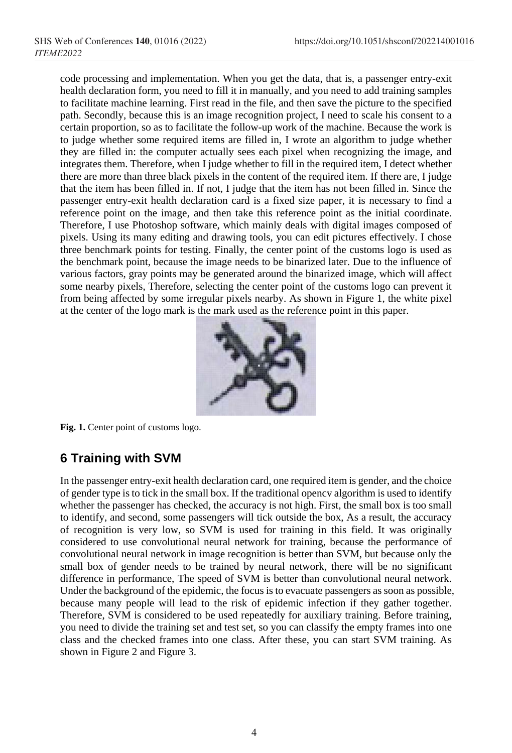code processing and implementation. When you get the data, that is, a passenger entry-exit health declaration form, you need to fill it in manually, and you need to add training samples to facilitate machine learning. First read in the file, and then save the picture to the specified path. Secondly, because this is an image recognition project, I need to scale his consent to a certain proportion, so as to facilitate the follow-up work of the machine. Because the work is to judge whether some required items are filled in, I wrote an algorithm to judge whether they are filled in: the computer actually sees each pixel when recognizing the image, and integrates them. Therefore, when I judge whether to fill in the required item, I detect whether there are more than three black pixels in the content of the required item. If there are, I judge that the item has been filled in. If not, I judge that the item has not been filled in. Since the passenger entry-exit health declaration card is a fixed size paper, it is necessary to find a reference point on the image, and then take this reference point as the initial coordinate. Therefore, I use Photoshop software, which mainly deals with digital images composed of pixels. Using its many editing and drawing tools, you can edit pictures effectively. I chose three benchmark points for testing. Finally, the center point of the customs logo is used as the benchmark point, because the image needs to be binarized later. Due to the influence of various factors, gray points may be generated around the binarized image, which will affect some nearby pixels, Therefore, selecting the center point of the customs logo can prevent it from being affected by some irregular pixels nearby. As shown in Figure 1, the white pixel at the center of the logo mark is the mark used as the reference point in this paper.

**Fig. 1.** Center point of customs logo.

## 6 Training with SVM

In the passenger entry-exit health declaration card, one required item is gender, and the choice of gender type is to tick in the small box. If the traditional opencv algorithm is used to identify whether the passenger has checked, the accuracy is not high. First, the small box is too small to identify, and second, some passengers will tick outside the box, As a result, the accuracy of recognition is very low, so SVM is used for training in this field. It was originally considered to use convolutional neural network for training, because the performance of convolutional neural network in image recognition is better than SVM, but because only the small box of gender needs to be trained by neural network, there will be no significant difference in performance, The speed of SVM is better than convolutional neural network. Under the background of the epidemic, the focus is to evacuate passengers as soon as possible, because many people will lead to the risk of epidemic infection if they gather together. Therefore, SVM is considered to be used repeatedly for auxiliary training. Before training, you need to divide the training set and test set, so you can classify the empty frames into one class and the checked frames into one class. After these, you can start SVM training. As shown in Figure 2 and Figure 3.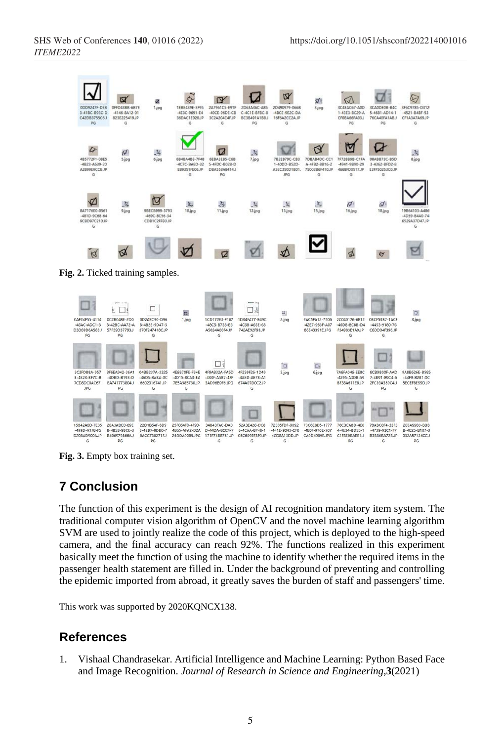Fig. 2. Ticked training samples.

Fig. 3. Empty box training set.

## 7 Conclusion

The function of this experiment is the design of AI recognition mandatory item system. The traditional computer vision algorithm of OpenCV and the novel machine learning algorithm SVM are used to jointly realize the code of this project, which is deployed to the high-speed camera, and the final accuracy can reach 92%. The functions realized in this experiment basically meet the function of using the machine to identify whether the required items in the passenger health statement are filled in. Under the background of preventing and controlling the epidemic imported from abroad, it greatly saves the burden of staff and passengers' time.

This work was supported by 2020KQNCX138.

## References

1. Vishaal Chandrasekar. Artificial Intelligence and Machine Learning: Python Based Face and Image Recognition. *Journal of Research in Science and Engineering*,**3**(2021)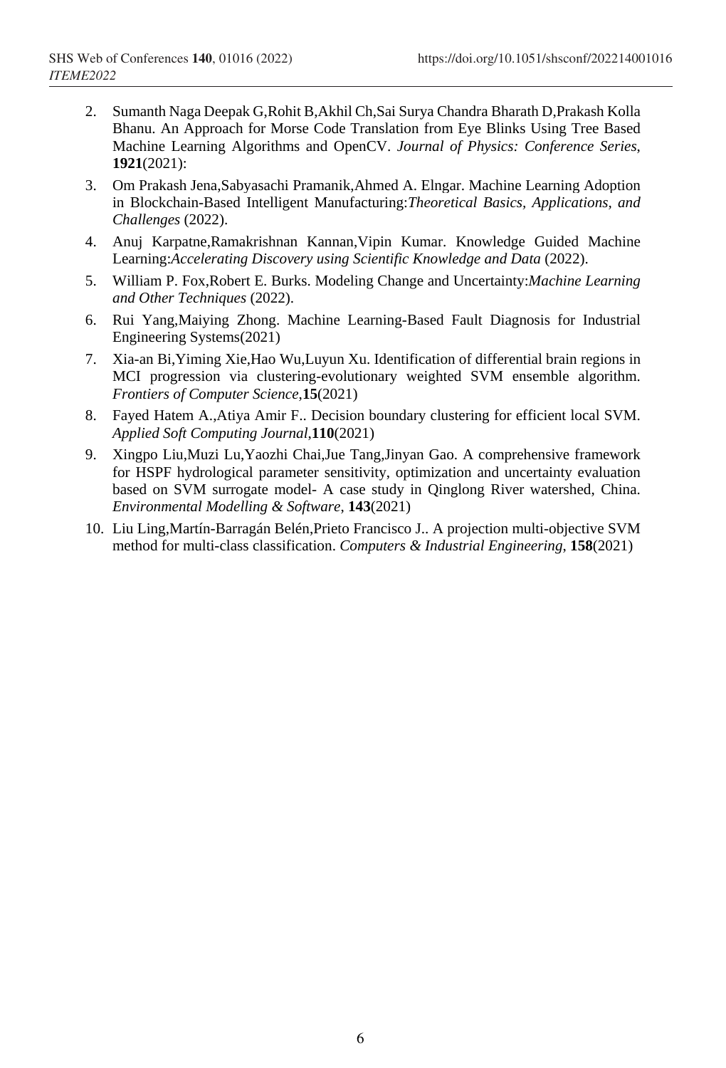2. Sumanth Naga Deepak G,Rohit B,Akhil Ch,Sai Surya Chandra Bharath D,Prakash Kolla Bhanu. An Approach for Morse Code Translation from Eye Blinks Using Tree Based Machine Learning Algorithms and OpenCV. *Journal of Physics: Conference Series*, **1921**(2021):
3. Om Prakash Jena,Sabyasachi Pramanik,Ahmed A. Elngar. Machine Learning Adoption in Blockchain-Based Intelligent Manufacturing:*Theoretical Basics, Applications, and Challenges* (2022).
4. Anuj Karpatne,Ramakrishnan Kannan,Vipin Kumar. Knowledge Guided Machine Learning:*Accelerating Discovery using Scientific Knowledge and Data* (2022).
5. William P. Fox,Robert E. Burks. Modeling Change and Uncertainty:*Machine Learning and Other Techniques* (2022).
6. Rui Yang,Maiying Zhong. Machine Learning-Based Fault Diagnosis for Industrial Engineering Systems(2021)
7. Xia-an Bi,Yiming Xie,Hao Wu,Luyun Xu. Identification of differential brain regions in MCI progression via clustering-evolutionary weighted SVM ensemble algorithm. *Frontiers of Computer Science*,**15**(2021)
8. Fayed Hatem A.,Atiya Amir F.. Decision boundary clustering for efficient local SVM. *Applied Soft Computing Journal*,**110**(2021)
9. Xingpo Liu,Muzi Lu,Yaozhi Chai,Jue Tang,Jinyan Gao. A comprehensive framework for HSPF hydrological parameter sensitivity, optimization and uncertainty evaluation based on SVM surrogate model- A case study in Qinglong River watershed, China. *Environmental Modelling & Software*, **143**(2021)
10. Liu Ling,Martín-Barragán Belén,Prieto Francisco J.. A projection multi-objective SVM method for multi-class classification. *Computers & Industrial Engineering*, **158**(2021)